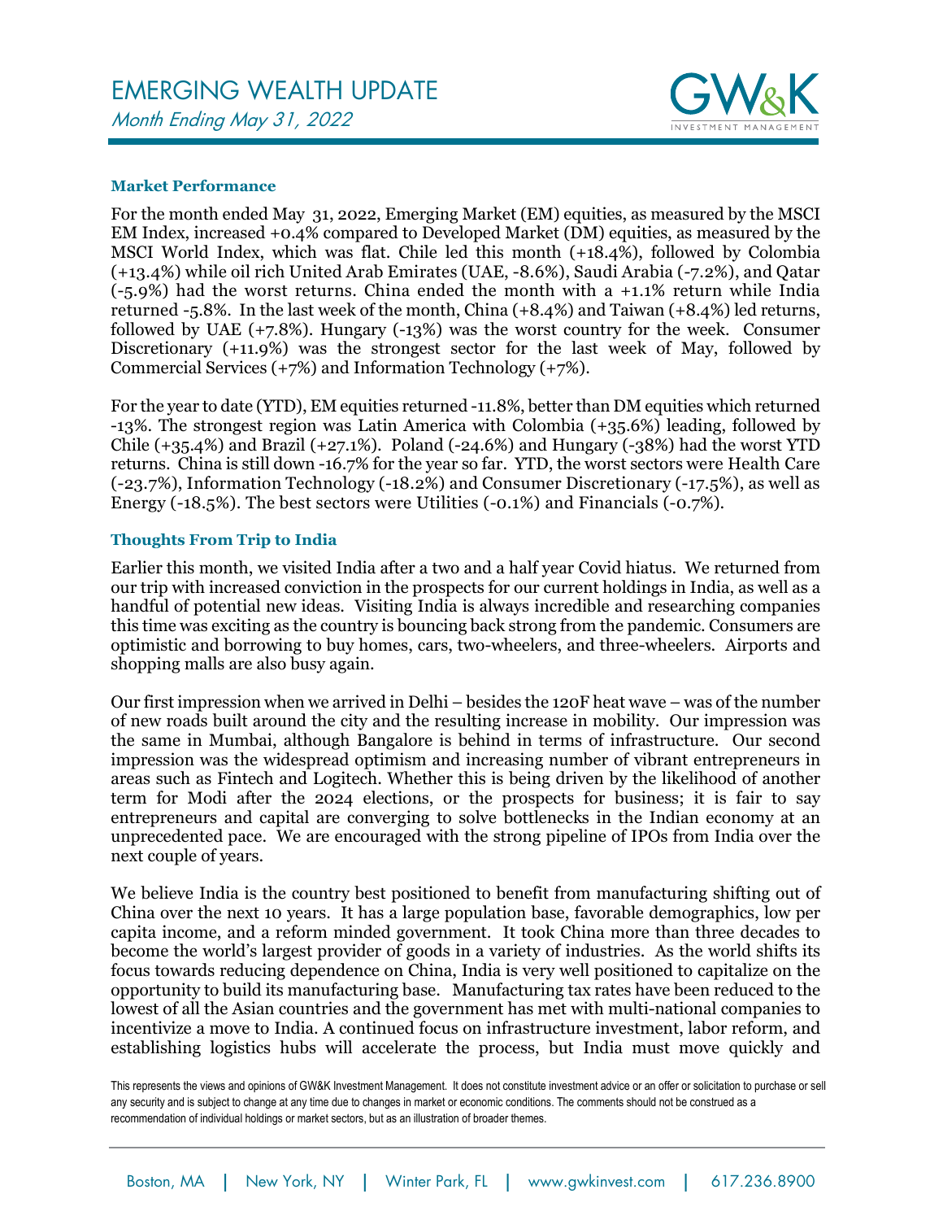# EMERGING WEALTH UPDATE

*Month Ending May 31, 2022*

### Market Performance

For the month ended May 31, 2022, Emerging Market (EM) equities, as measured by the MSCI EM Index, increased +0.4% compared to Developed Market (DM) equities, as measured by the MSCI World Index, which was flat. Chile led this month (+18.4%), followed by Colombia (+13.4%) while oil rich United Arab Emirates (UAE, -8.6%), Saudi Arabia (-7.2%), and Qatar (-5.9%) had the worst returns. China ended the month with a +1.1% return while India returned -5.8%. In the last week of the month, China (+8.4%) and Taiwan (+8.4%) led returns, followed by UAE (+7.8%). Hungary (-13%) was the worst country for the week. Consumer Discretionary (+11.9%) was the strongest sector for the last week of May, followed by Commercial Services (+7%) and Information Technology (+7%).

For the year to date (YTD), EM equities returned -11.8%, better than DM equities which returned -13%. The strongest region was Latin America with Colombia (+35.6%) leading, followed by Chile (+35.4%) and Brazil (+27.1%). Poland (-24.6%) and Hungary (-38%) had the worst YTD returns. China is still down -16.7% for the year so far. YTD, the worst sectors were Health Care (-23.7%), Information Technology (-18.2%) and Consumer Discretionary (-17.5%), as well as Energy (-18.5%). The best sectors were Utilities (-0.1%) and Financials (-0.7%).

### Thoughts From Trip to India

Earlier this month, we visited India after a two and a half year Covid hiatus. We returned from our trip with increased conviction in the prospects for our current holdings in India, as well as a handful of potential new ideas. Visiting India is always incredible and researching companies this time was exciting as the country is bouncing back strong from the pandemic. Consumers are optimistic and borrowing to buy homes, cars, two-wheelers, and three-wheelers. Airports and shopping malls are also busy again.

Our first impression when we arrived in Delhi – besides the 120F heat wave – was of the number of new roads built around the city and the resulting increase in mobility. Our impression was the same in Mumbai, although Bangalore is behind in terms of infrastructure. Our second impression was the widespread optimism and increasing number of vibrant entrepreneurs in areas such as Fintech and Logitech. Whether this is being driven by the likelihood of another term for Modi after the 2024 elections, or the prospects for business; it is fair to say entrepreneurs and capital are converging to solve bottlenecks in the Indian economy at an unprecedented pace. We are encouraged with the strong pipeline of IPOs from India over the next couple of years.

We believe India is the country best positioned to benefit from manufacturing shifting out of China over the next 10 years. It has a large population base, favorable demographics, low per capita income, and a reform minded government. It took China more than three decades to become the world's largest provider of goods in a variety of industries. As the world shifts its focus towards reducing dependence on China, India is very well positioned to capitalize on the opportunity to build its manufacturing base. Manufacturing tax rates have been reduced to the lowest of all the Asian countries and the government has met with multi-national companies to incentivize a move to India. A continued focus on infrastructure investment, labor reform, and establishing logistics hubs will accelerate the process, but India must move quickly and

This represents the views and opinions of GW&K Investment Management. It does not constitute investment advice or an offer or solicitation to purchase or sell any security and is subject to change at any time due to changes in market or economic conditions. The comments should not be construed as a recommendation of individual holdings or market sectors, but as an illustration of broader themes.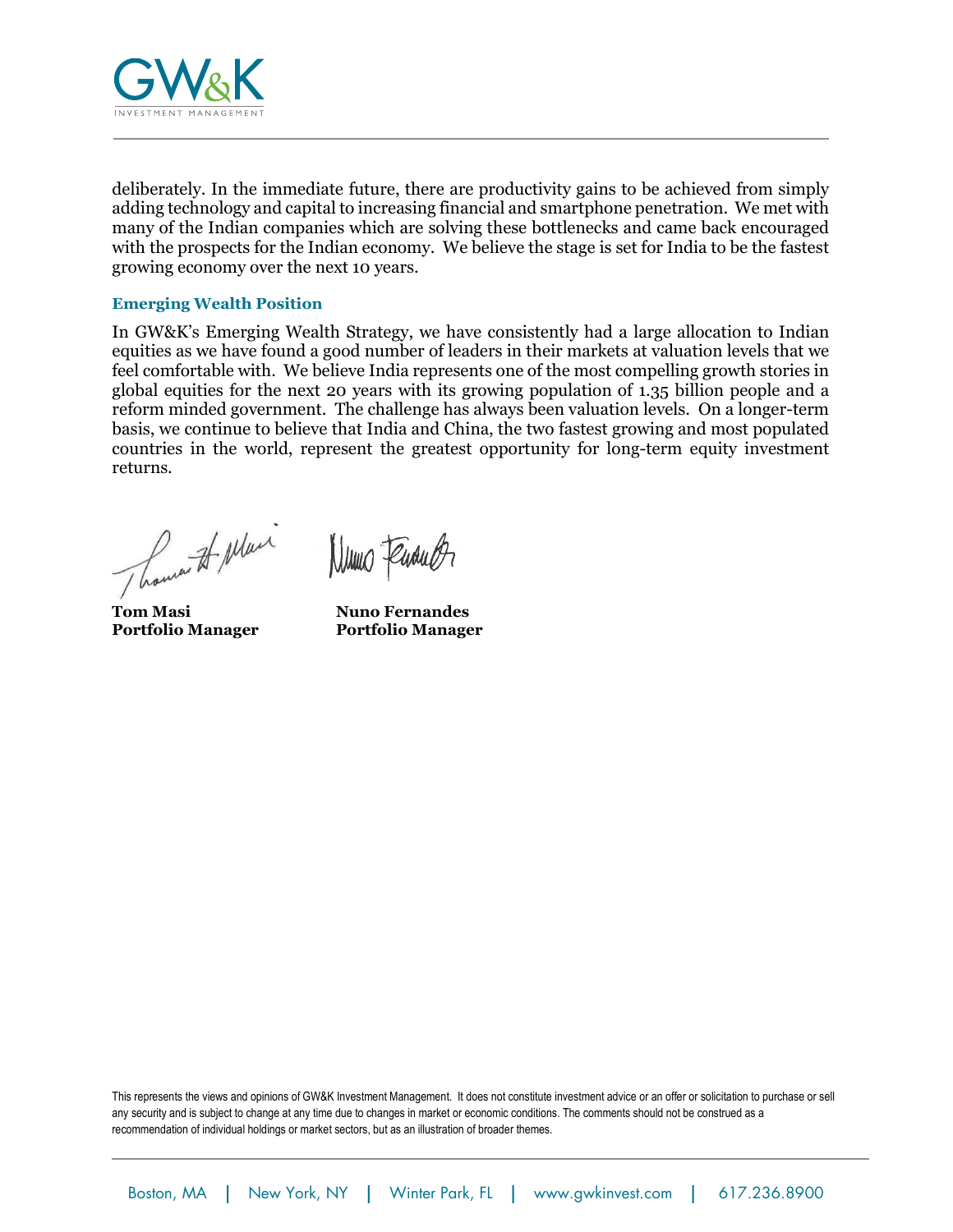deliberately. In the immediate future, there are productivity gains to be achieved from simply adding technology and capital to increasing financial and smartphone penetration. We met with many of the Indian companies which are solving these bottlenecks and came back encouraged with the prospects for the Indian economy. We believe the stage is set for India to be the fastest growing economy over the next 10 years.

### Emerging Wealth Position

In GW&K's Emerging Wealth Strategy, we have consistently had a large allocation to Indian equities as we have found a good number of leaders in their markets at valuation levels that we feel comfortable with. We believe India represents one of the most compelling growth stories in global equities for the next 20 years with its growing population of 1.35 billion people and a reform minded government. The challenge has always been valuation levels. On a longer-term basis, we continue to believe that India and China, the two fastest growing and most populated countries in the world, represent the greatest opportunity for long-term equity investment returns.

**Tom Masi**
**Portfolio Manager**

**Nuno Fernandes**
**Portfolio Manager**

This represents the views and opinions of GW&K Investment Management. It does not constitute investment advice or an offer or solicitation to purchase or sell any security and is subject to change at any time due to changes in market or economic conditions. The comments should not be construed as a recommendation of individual holdings or market sectors, but as an illustration of broader themes.